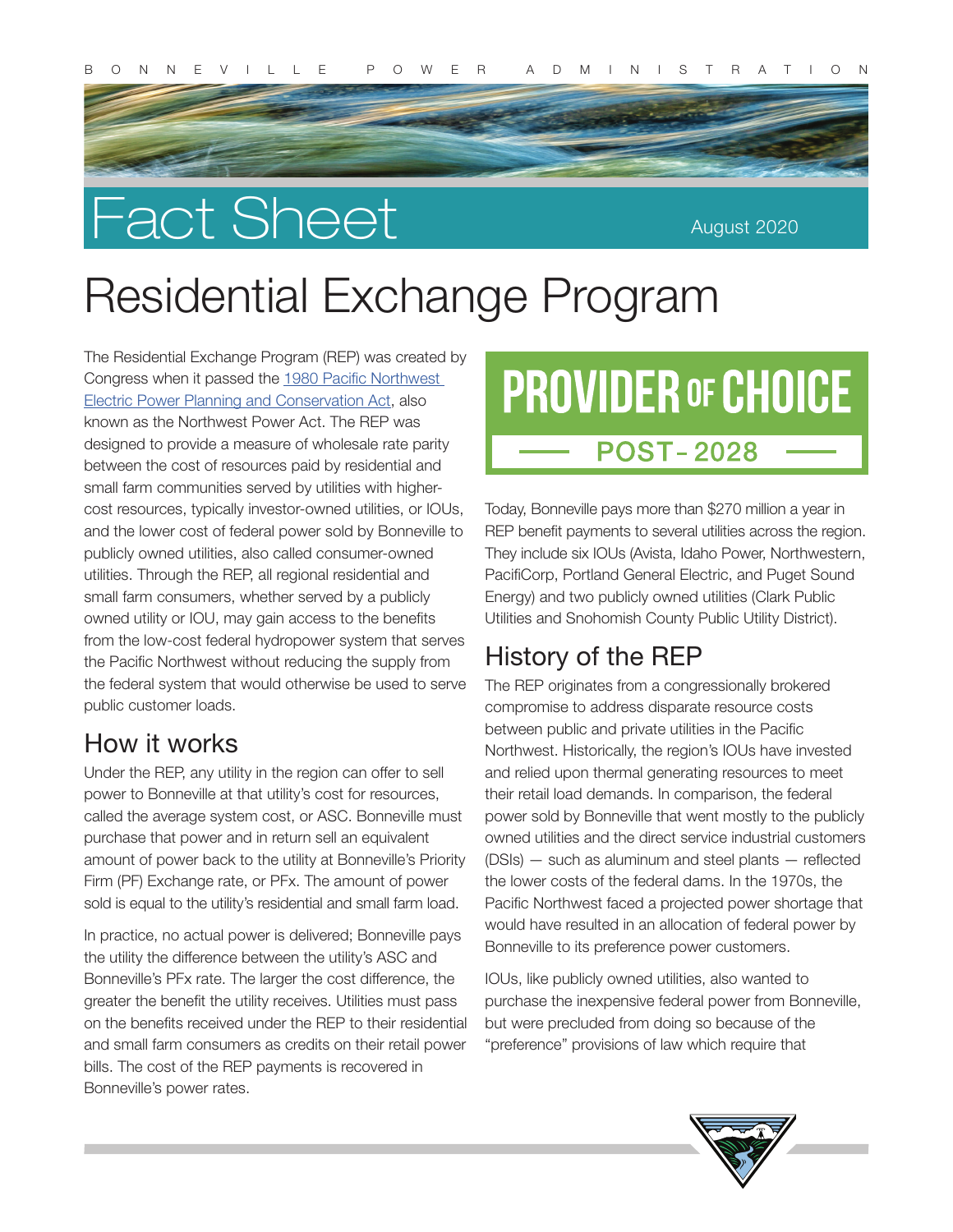# Fact Sheet

August 2020

# Residential Exchange Program

The Residential Exchange Program (REP) was created by Congress when it passed the 1980 Pacific Northwest Electric Power Planning and Conservation Act, also known as the Northwest Power Act. The REP was designed to provide a measure of wholesale rate parity between the cost of resources paid by residential and small farm communities served by utilities with higher-cost resources, typically investor-owned utilities, or IOUs, and the lower cost of federal power sold by Bonneville to publicly owned utilities, also called consumer-owned utilities. Through the REP, all regional residential and small farm consumers, whether served by a publicly owned utility or IOU, may gain access to the benefits from the low-cost federal hydropower system that serves the Pacific Northwest without reducing the supply from the federal system that would otherwise be used to serve public customer loads.

## How it works

Under the REP, any utility in the region can offer to sell power to Bonneville at that utility's cost for resources, called the average system cost, or ASC. Bonneville must purchase that power and in return sell an equivalent amount of power back to the utility at Bonneville's Priority Firm (PF) Exchange rate, or PFx. The amount of power sold is equal to the utility's residential and small farm load.

In practice, no actual power is delivered; Bonneville pays the utility the difference between the utility's ASC and Bonneville's PFx rate. The larger the cost difference, the greater the benefit the utility receives. Utilities must pass on the benefits received under the REP to their residential and small farm consumers as credits on their retail power bills. The cost of the REP payments is recovered in Bonneville's power rates.

**PROVIDER OF CHOICE**
**POST-2028**

Today, Bonneville pays more than $270 million a year in REP benefit payments to several utilities across the region. They include six IOUs (Avista, Idaho Power, Northwestern, PacifiCorp, Portland General Electric, and Puget Sound Energy) and two publicly owned utilities (Clark Public Utilities and Snohomish County Public Utility District).

## History of the REP

The REP originates from a congressionally brokered compromise to address disparate resource costs between public and private utilities in the Pacific Northwest. Historically, the region's IOUs have invested and relied upon thermal generating resources to meet their retail load demands. In comparison, the federal power sold by Bonneville that went mostly to the publicly owned utilities and the direct service industrial customers (DSIs) — such as aluminum and steel plants — reflected the lower costs of the federal dams. In the 1970s, the Pacific Northwest faced a projected power shortage that would have resulted in an allocation of federal power by Bonneville to its preference power customers.

IOUs, like publicly owned utilities, also wanted to purchase the inexpensive federal power from Bonneville, but were precluded from doing so because of the "preference" provisions of law which require that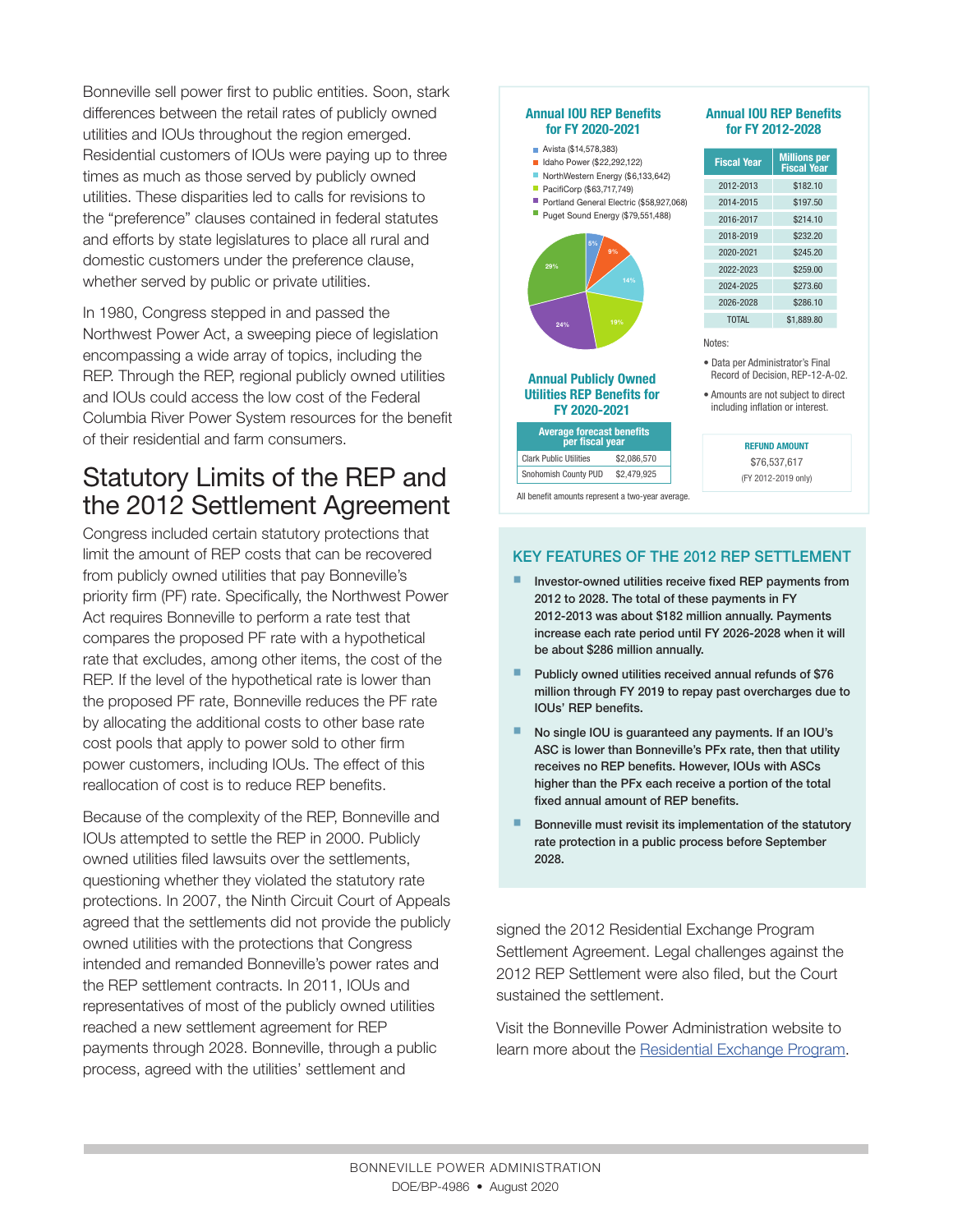Bonneville sell power first to public entities. Soon, stark differences between the retail rates of publicly owned utilities and IOUs throughout the region emerged. Residential customers of IOUs were paying up to three times as much as those served by publicly owned utilities. These disparities led to calls for revisions to the "preference" clauses contained in federal statutes and efforts by state legislatures to place all rural and domestic customers under the preference clause, whether served by public or private utilities.

In 1980, Congress stepped in and passed the Northwest Power Act, a sweeping piece of legislation encompassing a wide array of topics, including the REP. Through the REP, regional publicly owned utilities and IOUs could access the low cost of the Federal Columbia River Power System resources for the benefit of their residential and farm consumers.

## Statutory Limits of the REP and the 2012 Settlement Agreement

Congress included certain statutory protections that limit the amount of REP costs that can be recovered from publicly owned utilities that pay Bonneville's priority firm (PF) rate. Specifically, the Northwest Power Act requires Bonneville to perform a rate test that compares the proposed PF rate with a hypothetical rate that excludes, among other items, the cost of the REP. If the level of the hypothetical rate is lower than the proposed PF rate, Bonneville reduces the PF rate by allocating the additional costs to other base rate cost pools that apply to power sold to other firm power customers, including IOUs. The effect of this reallocation of cost is to reduce REP benefits.

Because of the complexity of the REP, Bonneville and IOUs attempted to settle the REP in 2000. Publicly owned utilities filed lawsuits over the settlements, questioning whether they violated the statutory rate protections. In 2007, the Ninth Circuit Court of Appeals agreed that the settlements did not provide the publicly owned utilities with the protections that Congress intended and remanded Bonneville's power rates and the REP settlement contracts. In 2011, IOUs and representatives of most of the publicly owned utilities reached a new settlement agreement for REP payments through 2028. Bonneville, through a public process, agreed with the utilities' settlement and signed the 2012 Residential Exchange Program Settlement Agreement. Legal challenges against the 2012 REP Settlement were also filed, but the Court sustained the settlement.

Visit the Bonneville Power Administration website to learn more about the [Residential Exchange Program](#).

### Annual IOU REP Benefits for FY 2020-2021

- Avista ($14,578,383)
- Idaho Power ($22,292,122)
- NorthWestern Energy ($6,133,642)
- PacifiCorp ($63,717,749)
- Portland General Electric ($58,927,068)
- Puget Sound Energy ($79,551,488)

5%
9%
14%
19%
24%
29%

### Annual Publicly Owned Utilities REP Benefits for FY 2020-2021

| Average forecast benefits per fiscal year | |
|---|---|
| Clark Public Utilities | $2,086,570 |
| Snohomish County PUD | $2,479,925 |

All benefit amounts represent a two-year average.

### Annual IOU REP Benefits for FY 2012-2028

| Fiscal Year | Millions per Fiscal Year |
|---|---|
| 2012-2013 | $182.10 |
| 2014-2015 | $197.50 |
| 2016-2017 | $214.10 |
| 2018-2019 | $232.20 |
| 2020-2021 | $245.20 |
| 2022-2023 | $259.00 |
| 2024-2025 | $273.60 |
| 2026-2028 | $286.10 |
| TOTAL | $1,889.80 |

Notes:

- Data per Administrator's Final Record of Decision, REP-12-A-02.
- Amounts are not subject to direct including inflation or interest.

**REFUND AMOUNT**
$76,537,617
(FY 2012-2019 only)

### KEY FEATURES OF THE 2012 REP SETTLEMENT

- **Investor-owned utilities receive fixed REP payments from 2012 to 2028. The total of these payments in FY 2012-2013 was about $182 million annually. Payments increase each rate period until FY 2026-2028 when it will be about $286 million annually.**
- **Publicly owned utilities received annual refunds of $76 million through FY 2019 to repay past overcharges due to IOUs' REP benefits.**
- **No single IOU is guaranteed any payments. If an IOU's ASC is lower than Bonneville's PFx rate, then that utility receives no REP benefits. However, IOUs with ASCs higher than the PFx each receive a portion of the total fixed annual amount of REP benefits.**
- **Bonneville must revisit its implementation of the statutory rate protection in a public process before September 2028.**